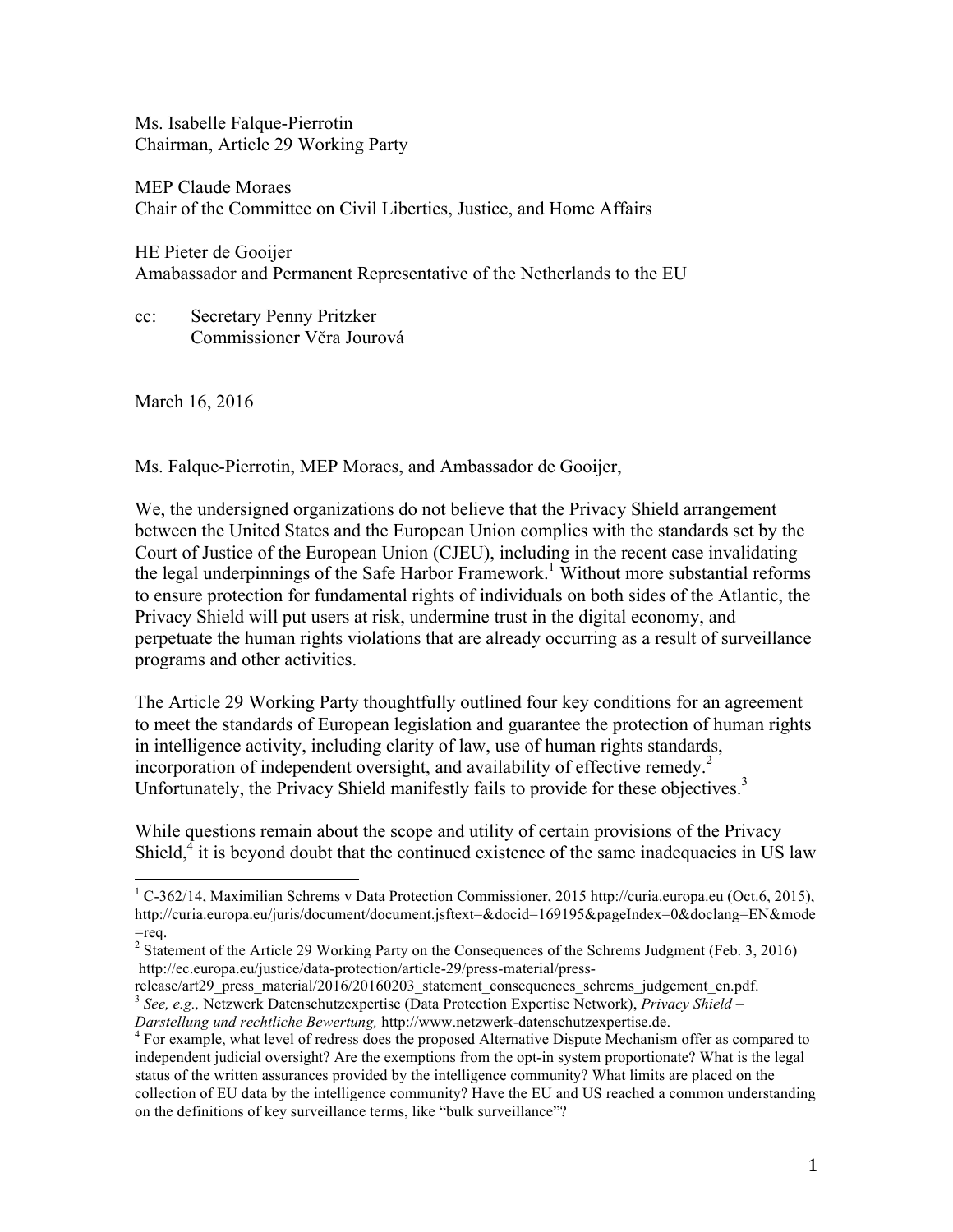Ms. Isabelle Falque-Pierrotin
Chairman, Article 29 Working Party

MEP Claude Moraes
Chair of the Committee on Civil Liberties, Justice, and Home Affairs

HE Pieter de Gooijer
Amabassador and Permanent Representative of the Netherlands to the EU

cc: Secretary Penny Pritzker
Commissioner Věra Jourová

March 16, 2016

Ms. Falque-Pierrotin, MEP Moraes, and Ambassador de Gooijer,

We, the undersigned organizations do not believe that the Privacy Shield arrangement between the United States and the European Union complies with the standards set by the Court of Justice of the European Union (CJEU), including in the recent case invalidating the legal underpinnings of the Safe Harbor Framework.[1] Without more substantial reforms to ensure protection for fundamental rights of individuals on both sides of the Atlantic, the Privacy Shield will put users at risk, undermine trust in the digital economy, and perpetuate the human rights violations that are already occurring as a result of surveillance programs and other activities.

The Article 29 Working Party thoughtfully outlined four key conditions for an agreement to meet the standards of European legislation and guarantee the protection of human rights in intelligence activity, including clarity of law, use of human rights standards, incorporation of independent oversight, and availability of effective remedy.[2] Unfortunately, the Privacy Shield manifestly fails to provide for these objectives.[3]

While questions remain about the scope and utility of certain provisions of the Privacy Shield,[4] it is beyond doubt that the continued existence of the same inadequacies in US law

---

[1] C-362/14, Maximilian Schrems v Data Protection Commissioner, 2015 http://curia.europa.eu (Oct.6, 2015), http://curia.europa.eu/juris/document/document.jsftext=&docid=169195&pageIndex=0&doclang=EN&mode=req.

[2] Statement of the Article 29 Working Party on the Consequences of the Schrems Judgment (Feb. 3, 2016) http://ec.europa.eu/justice/data-protection/article-29/press-material/press-release/art29_press_material/2016/20160203_statement_consequences_schrems_judgement_en.pdf.

[3] *See, e.g.,* Netzwerk Datenschutzexpertise (Data Protection Expertise Network), *Privacy Shield – Darstellung und rechtliche Bewertung,* http://www.netzwerk-datenschutzexpertise.de.

[4] For example, what level of redress does the proposed Alternative Dispute Mechanism offer as compared to independent judicial oversight? Are the exemptions from the opt-in system proportionate? What is the legal status of the written assurances provided by the intelligence community? What limits are placed on the collection of EU data by the intelligence community? Have the EU and US reached a common understanding on the definitions of key surveillance terms, like "bulk surveillance"?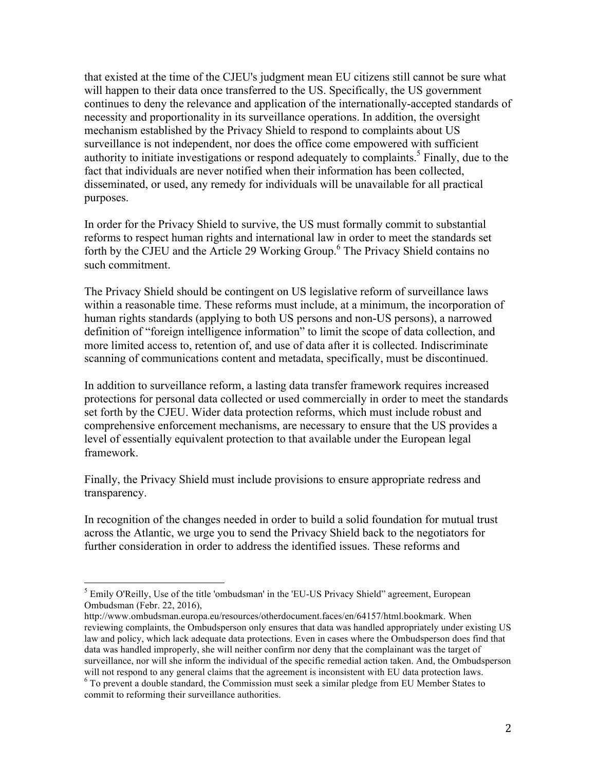that existed at the time of the CJEU's judgment mean EU citizens still cannot be sure what will happen to their data once transferred to the US. Specifically, the US government continues to deny the relevance and application of the internationally-accepted standards of necessity and proportionality in its surveillance operations. In addition, the oversight mechanism established by the Privacy Shield to respond to complaints about US surveillance is not independent, nor does the office come empowered with sufficient authority to initiate investigations or respond adequately to complaints.[5] Finally, due to the fact that individuals are never notified when their information has been collected, disseminated, or used, any remedy for individuals will be unavailable for all practical purposes.

In order for the Privacy Shield to survive, the US must formally commit to substantial reforms to respect human rights and international law in order to meet the standards set forth by the CJEU and the Article 29 Working Group.[6] The Privacy Shield contains no such commitment.

The Privacy Shield should be contingent on US legislative reform of surveillance laws within a reasonable time. These reforms must include, at a minimum, the incorporation of human rights standards (applying to both US persons and non-US persons), a narrowed definition of "foreign intelligence information" to limit the scope of data collection, and more limited access to, retention of, and use of data after it is collected. Indiscriminate scanning of communications content and metadata, specifically, must be discontinued.

In addition to surveillance reform, a lasting data transfer framework requires increased protections for personal data collected or used commercially in order to meet the standards set forth by the CJEU. Wider data protection reforms, which must include robust and comprehensive enforcement mechanisms, are necessary to ensure that the US provides a level of essentially equivalent protection to that available under the European legal framework.

Finally, the Privacy Shield must include provisions to ensure appropriate redress and transparency.

In recognition of the changes needed in order to build a solid foundation for mutual trust across the Atlantic, we urge you to send the Privacy Shield back to the negotiators for further consideration in order to address the identified issues. These reforms and

---

[5] Emily O'Reilly, Use of the title 'ombudsman' in the 'EU-US Privacy Shield" agreement, European Ombudsman (Febr. 22, 2016), http://www.ombudsman.europa.eu/resources/otherdocument.faces/en/64157/html.bookmark. When reviewing complaints, the Ombudsperson only ensures that data was handled appropriately under existing US law and policy, which lack adequate data protections. Even in cases where the Ombudsperson does find that data was handled improperly, she will neither confirm nor deny that the complainant was the target of surveillance, nor will she inform the individual of the specific remedial action taken. And, the Ombudsperson will not respond to any general claims that the agreement is inconsistent with EU data protection laws.

[6] To prevent a double standard, the Commission must seek a similar pledge from EU Member States to commit to reforming their surveillance authorities.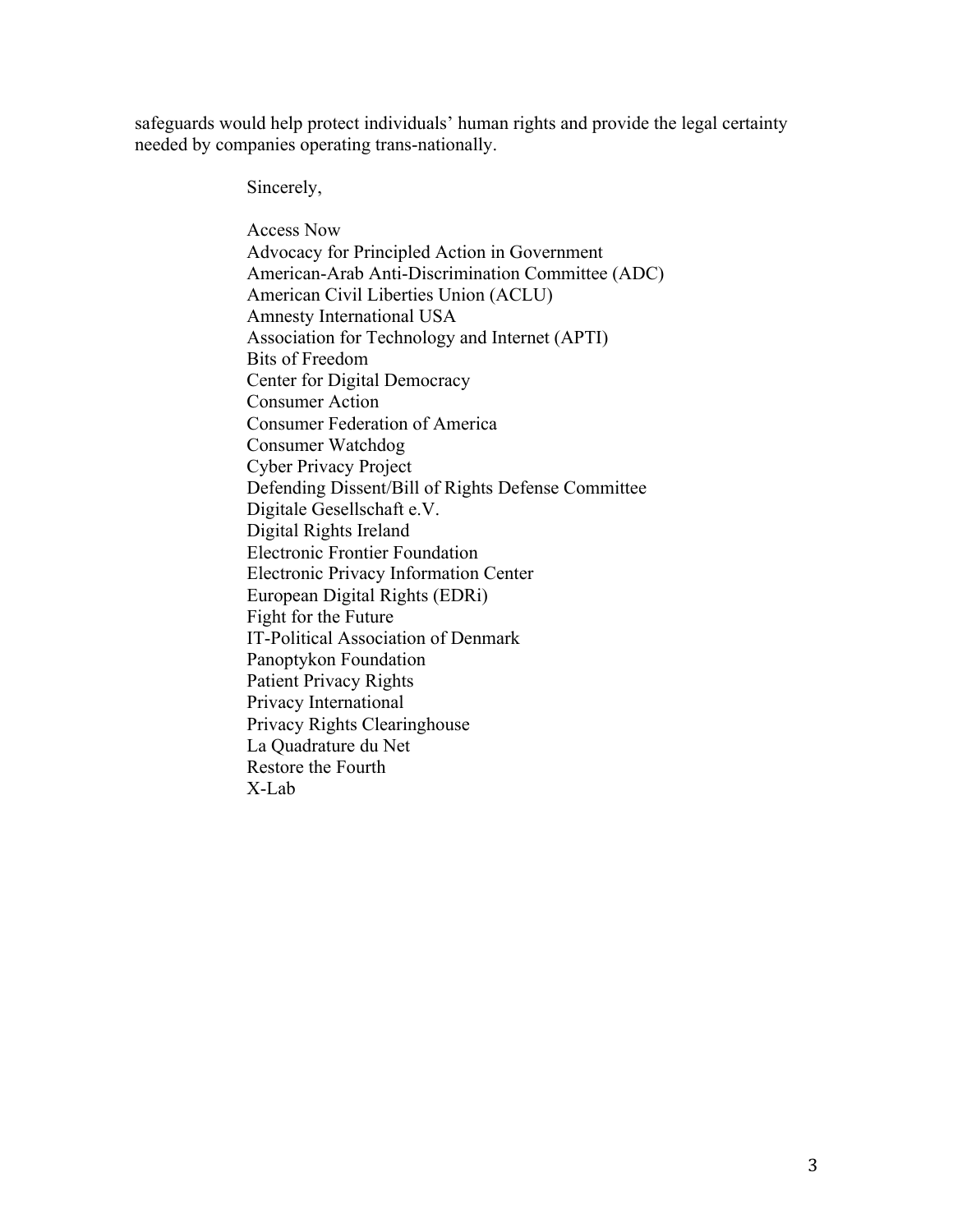safeguards would help protect individuals' human rights and provide the legal certainty needed by companies operating trans-nationally.

Sincerely,

Access Now
Advocacy for Principled Action in Government
American-Arab Anti-Discrimination Committee (ADC)
American Civil Liberties Union (ACLU)
Amnesty International USA
Association for Technology and Internet (APTI)
Bits of Freedom
Center for Digital Democracy
Consumer Action
Consumer Federation of America
Consumer Watchdog
Cyber Privacy Project
Defending Dissent/Bill of Rights Defense Committee
Digitale Gesellschaft e.V.
Digital Rights Ireland
Electronic Frontier Foundation
Electronic Privacy Information Center
European Digital Rights (EDRi)
Fight for the Future
IT-Political Association of Denmark
Panoptykon Foundation
Patient Privacy Rights
Privacy International
Privacy Rights Clearinghouse
La Quadrature du Net
Restore the Fourth
X-Lab